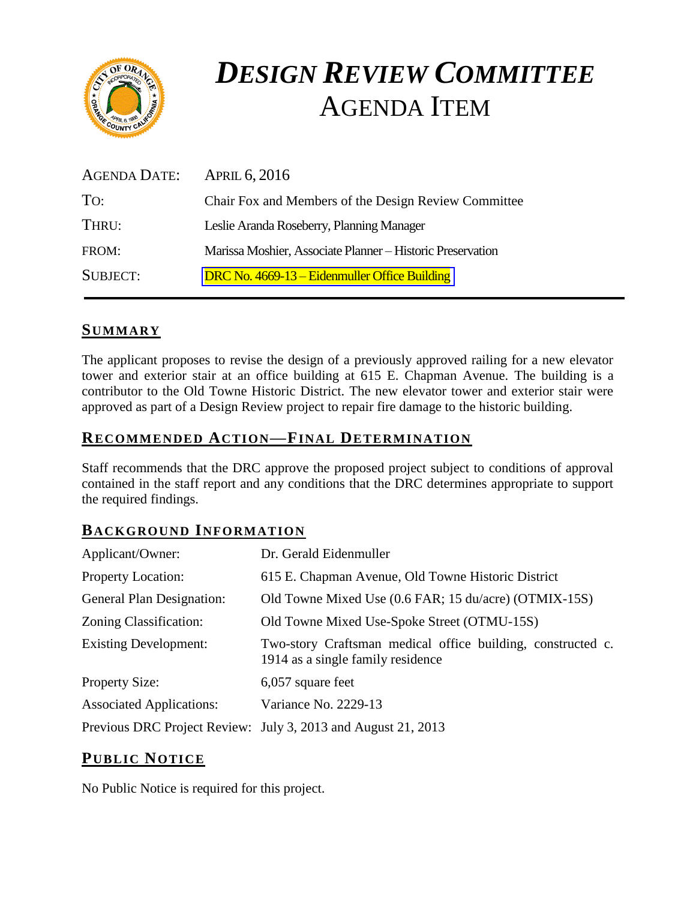# *DESIGN REVIEW COMMITTEE*
# AGENDA ITEM

| | |
|---|---|
| AGENDA DATE: | APRIL 6, 2016 |
| TO: | Chair Fox and Members of the Design Review Committee |
| THRU: | Leslie Aranda Roseberry, Planning Manager |
| FROM: | Marissa Moshier, Associate Planner – Historic Preservation |
| SUBJECT: | DRC No. 4669-13 – Eidenmuller Office Building |

## SUMMARY

The applicant proposes to revise the design of a previously approved railing for a new elevator tower and exterior stair at an office building at 615 E. Chapman Avenue. The building is a contributor to the Old Towne Historic District. The new elevator tower and exterior stair were approved as part of a Design Review project to repair fire damage to the historic building.

## RECOMMENDED ACTION—FINAL DETERMINATION

Staff recommends that the DRC approve the proposed project subject to conditions of approval contained in the staff report and any conditions that the DRC determines appropriate to support the required findings.

## BACKGROUND INFORMATION

| | |
|---|---|
| Applicant/Owner: | Dr. Gerald Eidenmuller |
| Property Location: | 615 E. Chapman Avenue, Old Towne Historic District |
| General Plan Designation: | Old Towne Mixed Use (0.6 FAR; 15 du/acre) (OTMIX-15S) |
| Zoning Classification: | Old Towne Mixed Use-Spoke Street (OTMU-15S) |
| Existing Development: | Two-story Craftsman medical office building, constructed c. 1914 as a single family residence |
| Property Size: | 6,057 square feet |
| Associated Applications: | Variance No. 2229-13 |
| Previous DRC Project Review: | July 3, 2013 and August 21, 2013 |

## PUBLIC NOTICE

No Public Notice is required for this project.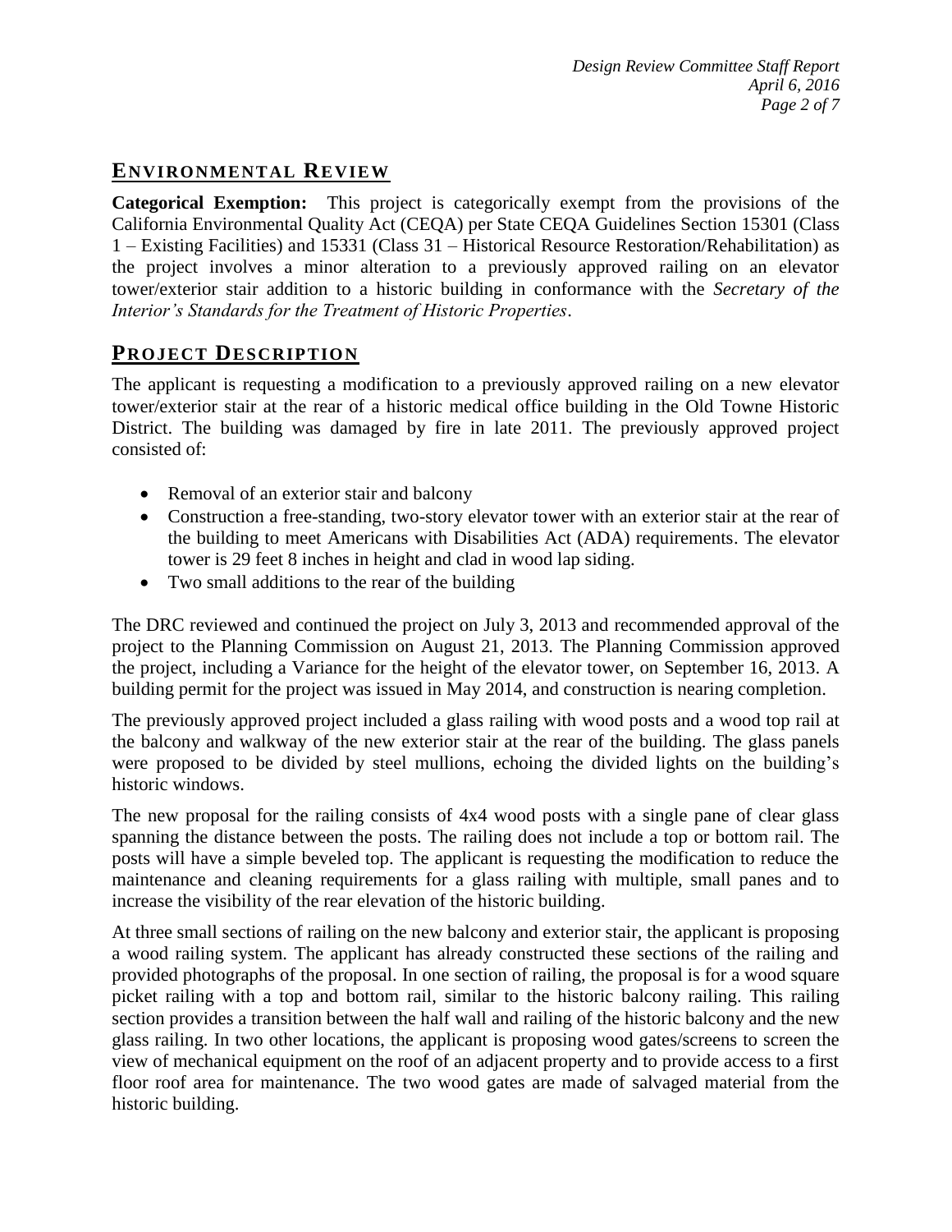## ENVIRONMENTAL REVIEW

**Categorical Exemption:** This project is categorically exempt from the provisions of the California Environmental Quality Act (CEQA) per State CEQA Guidelines Section 15301 (Class 1 – Existing Facilities) and 15331 (Class 31 – Historical Resource Restoration/Rehabilitation) as the project involves a minor alteration to a previously approved railing on an elevator tower/exterior stair addition to a historic building in conformance with the *Secretary of the Interior's Standards for the Treatment of Historic Properties*.

## PROJECT DESCRIPTION

The applicant is requesting a modification to a previously approved railing on a new elevator tower/exterior stair at the rear of a historic medical office building in the Old Towne Historic District. The building was damaged by fire in late 2011. The previously approved project consisted of:

- Removal of an exterior stair and balcony
- Construction a free-standing, two-story elevator tower with an exterior stair at the rear of the building to meet Americans with Disabilities Act (ADA) requirements. The elevator tower is 29 feet 8 inches in height and clad in wood lap siding.
- Two small additions to the rear of the building

The DRC reviewed and continued the project on July 3, 2013 and recommended approval of the project to the Planning Commission on August 21, 2013. The Planning Commission approved the project, including a Variance for the height of the elevator tower, on September 16, 2013. A building permit for the project was issued in May 2014, and construction is nearing completion.

The previously approved project included a glass railing with wood posts and a wood top rail at the balcony and walkway of the new exterior stair at the rear of the building. The glass panels were proposed to be divided by steel mullions, echoing the divided lights on the building's historic windows.

The new proposal for the railing consists of 4x4 wood posts with a single pane of clear glass spanning the distance between the posts. The railing does not include a top or bottom rail. The posts will have a simple beveled top. The applicant is requesting the modification to reduce the maintenance and cleaning requirements for a glass railing with multiple, small panes and to increase the visibility of the rear elevation of the historic building.

At three small sections of railing on the new balcony and exterior stair, the applicant is proposing a wood railing system. The applicant has already constructed these sections of the railing and provided photographs of the proposal. In one section of railing, the proposal is for a wood square picket railing with a top and bottom rail, similar to the historic balcony railing. This railing section provides a transition between the half wall and railing of the historic balcony and the new glass railing. In two other locations, the applicant is proposing wood gates/screens to screen the view of mechanical equipment on the roof of an adjacent property and to provide access to a first floor roof area for maintenance. The two wood gates are made of salvaged material from the historic building.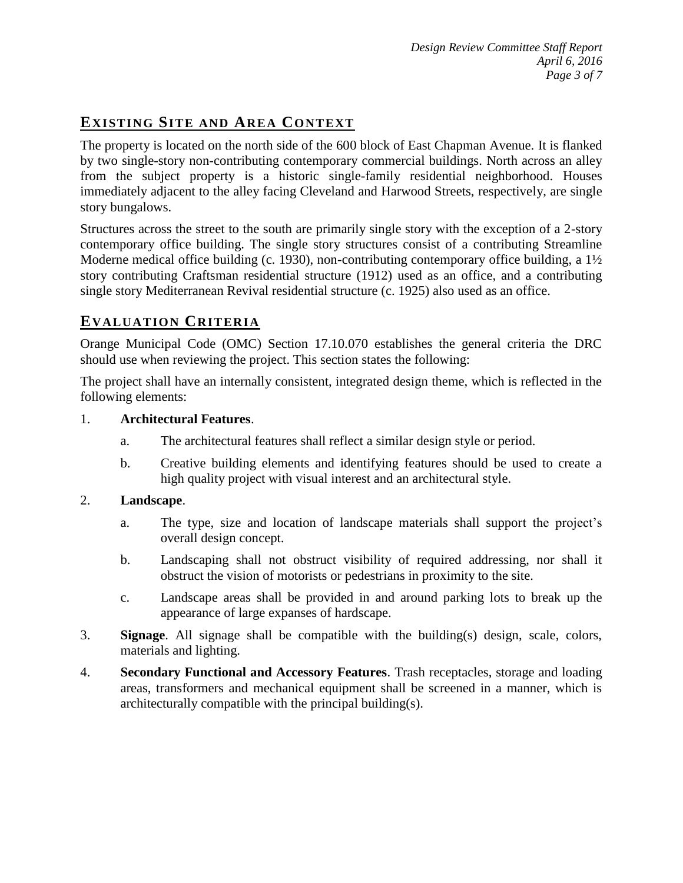## EXISTING SITE AND AREA CONTEXT

The property is located on the north side of the 600 block of East Chapman Avenue. It is flanked by two single-story non-contributing contemporary commercial buildings. North across an alley from the subject property is a historic single-family residential neighborhood. Houses immediately adjacent to the alley facing Cleveland and Harwood Streets, respectively, are single story bungalows.

Structures across the street to the south are primarily single story with the exception of a 2-story contemporary office building. The single story structures consist of a contributing Streamline Moderne medical office building (c. 1930), non-contributing contemporary office building, a 1½ story contributing Craftsman residential structure (1912) used as an office, and a contributing single story Mediterranean Revival residential structure (c. 1925) also used as an office.

## EVALUATION CRITERIA

Orange Municipal Code (OMC) Section 17.10.070 establishes the general criteria the DRC should use when reviewing the project. This section states the following:

The project shall have an internally consistent, integrated design theme, which is reflected in the following elements:

1. **Architectural Features**.
   a. The architectural features shall reflect a similar design style or period.
   b. Creative building elements and identifying features should be used to create a high quality project with visual interest and an architectural style.

2. **Landscape**.
   a. The type, size and location of landscape materials shall support the project's overall design concept.
   b. Landscaping shall not obstruct visibility of required addressing, nor shall it obstruct the vision of motorists or pedestrians in proximity to the site.
   c. Landscape areas shall be provided in and around parking lots to break up the appearance of large expanses of hardscape.

3. **Signage**. All signage shall be compatible with the building(s) design, scale, colors, materials and lighting.

4. **Secondary Functional and Accessory Features**. Trash receptacles, storage and loading areas, transformers and mechanical equipment shall be screened in a manner, which is architecturally compatible with the principal building(s).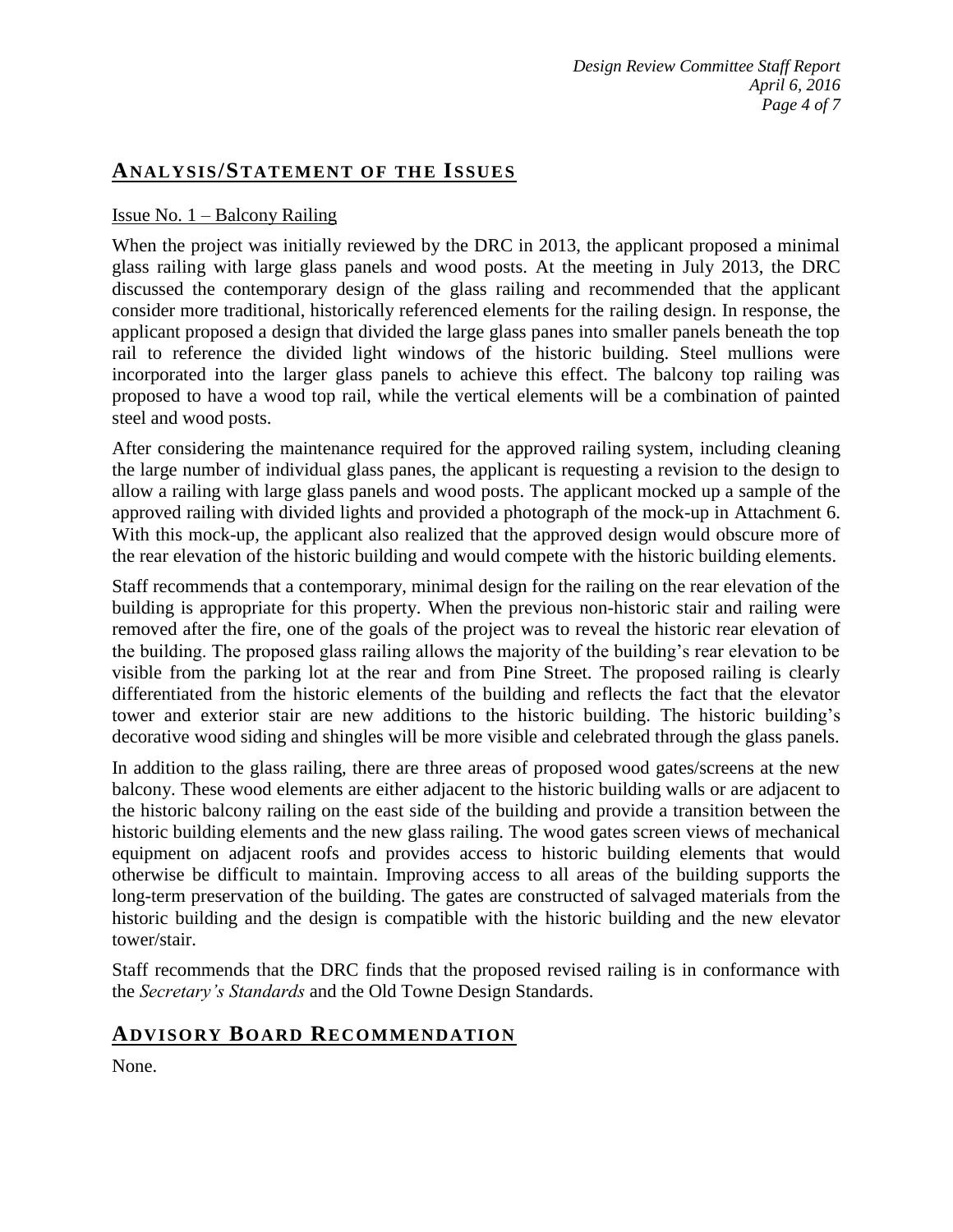## ANALYSIS/STATEMENT OF THE ISSUES

Issue No. 1 – Balcony Railing

When the project was initially reviewed by the DRC in 2013, the applicant proposed a minimal glass railing with large glass panels and wood posts. At the meeting in July 2013, the DRC discussed the contemporary design of the glass railing and recommended that the applicant consider more traditional, historically referenced elements for the railing design. In response, the applicant proposed a design that divided the large glass panes into smaller panels beneath the top rail to reference the divided light windows of the historic building. Steel mullions were incorporated into the larger glass panels to achieve this effect. The balcony top railing was proposed to have a wood top rail, while the vertical elements will be a combination of painted steel and wood posts.

After considering the maintenance required for the approved railing system, including cleaning the large number of individual glass panes, the applicant is requesting a revision to the design to allow a railing with large glass panels and wood posts. The applicant mocked up a sample of the approved railing with divided lights and provided a photograph of the mock-up in Attachment 6. With this mock-up, the applicant also realized that the approved design would obscure more of the rear elevation of the historic building and would compete with the historic building elements.

Staff recommends that a contemporary, minimal design for the railing on the rear elevation of the building is appropriate for this property. When the previous non-historic stair and railing were removed after the fire, one of the goals of the project was to reveal the historic rear elevation of the building. The proposed glass railing allows the majority of the building's rear elevation to be visible from the parking lot at the rear and from Pine Street. The proposed railing is clearly differentiated from the historic elements of the building and reflects the fact that the elevator tower and exterior stair are new additions to the historic building. The historic building's decorative wood siding and shingles will be more visible and celebrated through the glass panels.

In addition to the glass railing, there are three areas of proposed wood gates/screens at the new balcony. These wood elements are either adjacent to the historic building walls or are adjacent to the historic balcony railing on the east side of the building and provide a transition between the historic building elements and the new glass railing. The wood gates screen views of mechanical equipment on adjacent roofs and provides access to historic building elements that would otherwise be difficult to maintain. Improving access to all areas of the building supports the long-term preservation of the building. The gates are constructed of salvaged materials from the historic building and the design is compatible with the historic building and the new elevator tower/stair.

Staff recommends that the DRC finds that the proposed revised railing is in conformance with the *Secretary's Standards* and the Old Towne Design Standards.

## ADVISORY BOARD RECOMMENDATION

None.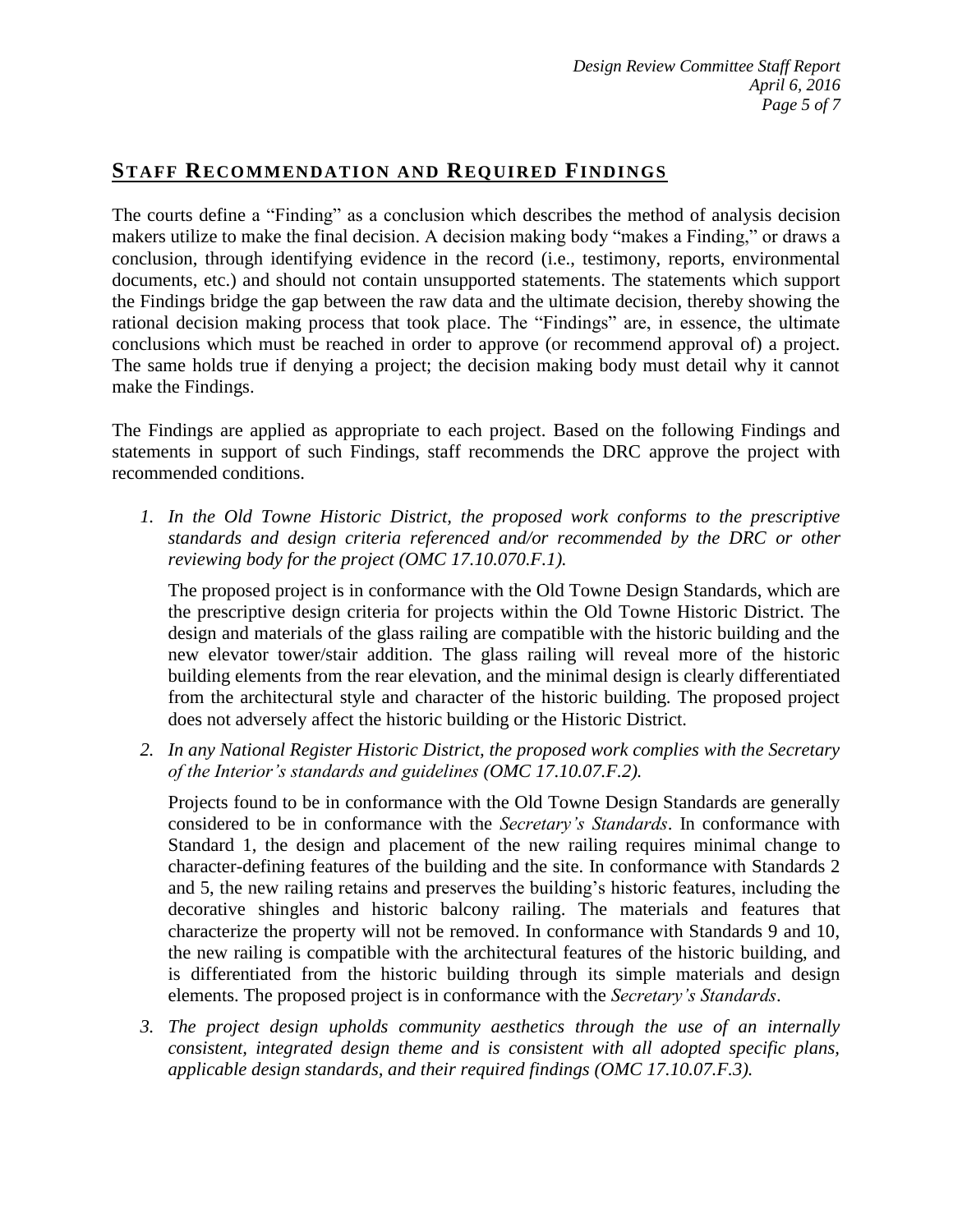## STAFF RECOMMENDATION AND REQUIRED FINDINGS

The courts define a "Finding" as a conclusion which describes the method of analysis decision makers utilize to make the final decision. A decision making body "makes a Finding," or draws a conclusion, through identifying evidence in the record (i.e., testimony, reports, environmental documents, etc.) and should not contain unsupported statements. The statements which support the Findings bridge the gap between the raw data and the ultimate decision, thereby showing the rational decision making process that took place. The "Findings" are, in essence, the ultimate conclusions which must be reached in order to approve (or recommend approval of) a project. The same holds true if denying a project; the decision making body must detail why it cannot make the Findings.

The Findings are applied as appropriate to each project. Based on the following Findings and statements in support of such Findings, staff recommends the DRC approve the project with recommended conditions.

1. *In the Old Towne Historic District, the proposed work conforms to the prescriptive standards and design criteria referenced and/or recommended by the DRC or other reviewing body for the project (OMC 17.10.070.F.1).*

   The proposed project is in conformance with the Old Towne Design Standards, which are the prescriptive design criteria for projects within the Old Towne Historic District. The design and materials of the glass railing are compatible with the historic building and the new elevator tower/stair addition. The glass railing will reveal more of the historic building elements from the rear elevation, and the minimal design is clearly differentiated from the architectural style and character of the historic building. The proposed project does not adversely affect the historic building or the Historic District.

2. *In any National Register Historic District, the proposed work complies with the Secretary of the Interior's standards and guidelines (OMC 17.10.07.F.2).*

   Projects found to be in conformance with the Old Towne Design Standards are generally considered to be in conformance with the *Secretary's Standards*. In conformance with Standard 1, the design and placement of the new railing requires minimal change to character-defining features of the building and the site. In conformance with Standards 2 and 5, the new railing retains and preserves the building's historic features, including the decorative shingles and historic balcony railing. The materials and features that characterize the property will not be removed. In conformance with Standards 9 and 10, the new railing is compatible with the architectural features of the historic building, and is differentiated from the historic building through its simple materials and design elements. The proposed project is in conformance with the *Secretary's Standards*.

3. *The project design upholds community aesthetics through the use of an internally consistent, integrated design theme and is consistent with all adopted specific plans, applicable design standards, and their required findings (OMC 17.10.07.F.3).*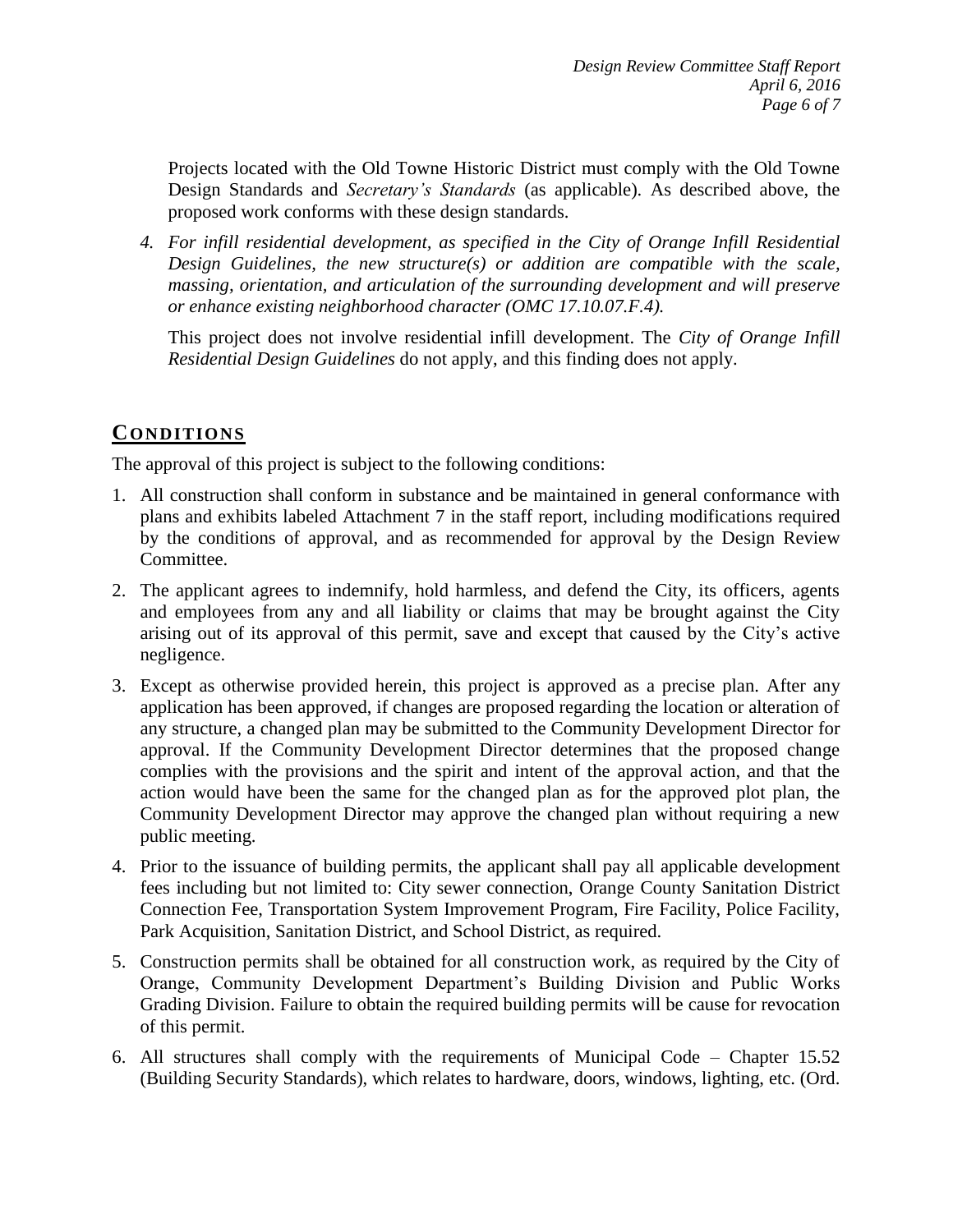Projects located with the Old Towne Historic District must comply with the Old Towne Design Standards and *Secretary's Standards* (as applicable). As described above, the proposed work conforms with these design standards.

4. *For infill residential development, as specified in the City of Orange Infill Residential Design Guidelines, the new structure(s) or addition are compatible with the scale, massing, orientation, and articulation of the surrounding development and will preserve or enhance existing neighborhood character (OMC 17.10.07.F.4).*

   This project does not involve residential infill development. The *City of Orange Infill Residential Design Guidelines* do not apply, and this finding does not apply.

## CONDITIONS

The approval of this project is subject to the following conditions:

1. All construction shall conform in substance and be maintained in general conformance with plans and exhibits labeled Attachment 7 in the staff report, including modifications required by the conditions of approval, and as recommended for approval by the Design Review Committee.
2. The applicant agrees to indemnify, hold harmless, and defend the City, its officers, agents and employees from any and all liability or claims that may be brought against the City arising out of its approval of this permit, save and except that caused by the City's active negligence.
3. Except as otherwise provided herein, this project is approved as a precise plan. After any application has been approved, if changes are proposed regarding the location or alteration of any structure, a changed plan may be submitted to the Community Development Director for approval. If the Community Development Director determines that the proposed change complies with the provisions and the spirit and intent of the approval action, and that the action would have been the same for the changed plan as for the approved plot plan, the Community Development Director may approve the changed plan without requiring a new public meeting.
4. Prior to the issuance of building permits, the applicant shall pay all applicable development fees including but not limited to: City sewer connection, Orange County Sanitation District Connection Fee, Transportation System Improvement Program, Fire Facility, Police Facility, Park Acquisition, Sanitation District, and School District, as required.
5. Construction permits shall be obtained for all construction work, as required by the City of Orange, Community Development Department's Building Division and Public Works Grading Division. Failure to obtain the required building permits will be cause for revocation of this permit.
6. All structures shall comply with the requirements of Municipal Code – Chapter 15.52 (Building Security Standards), which relates to hardware, doors, windows, lighting, etc. (Ord.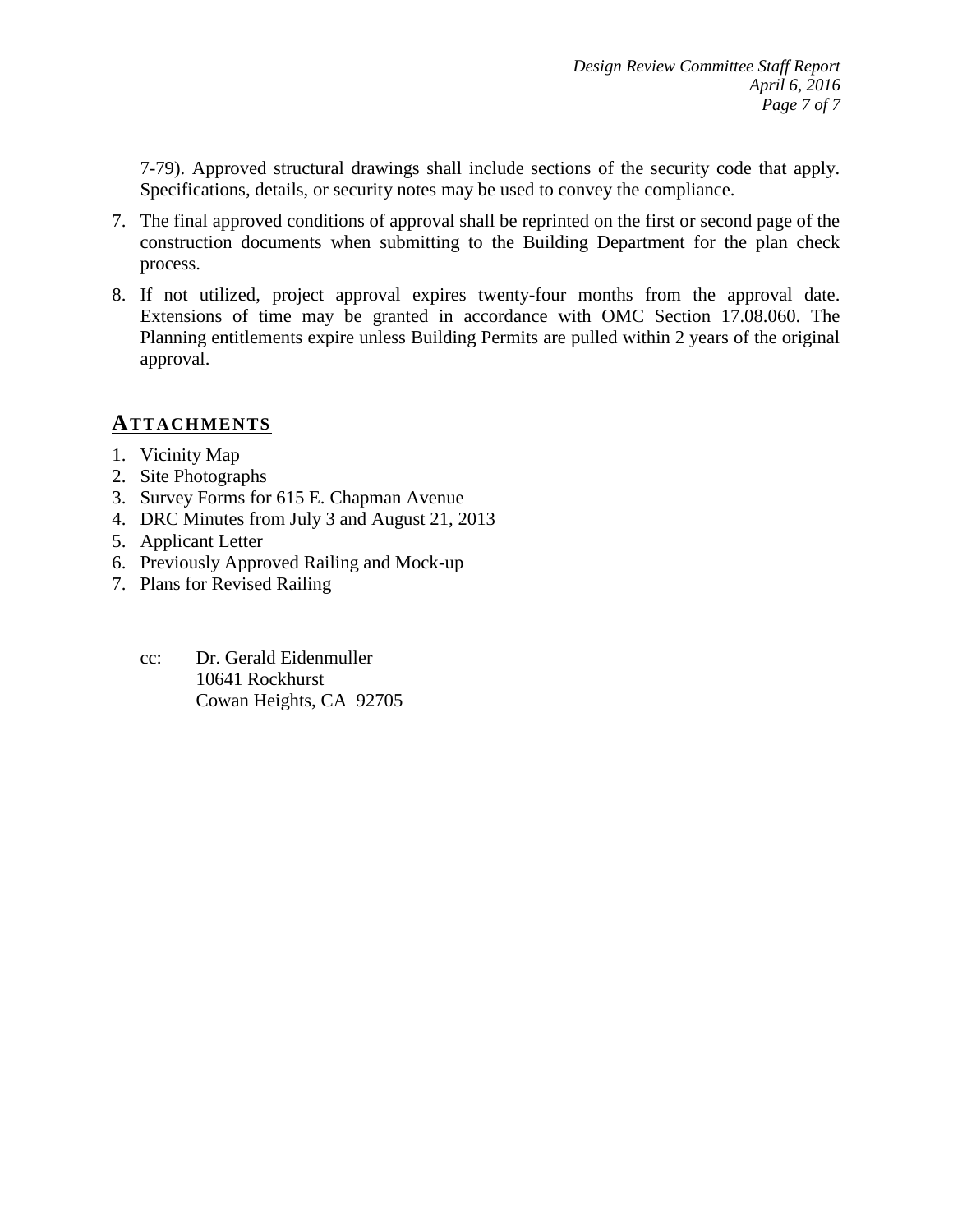7-79). Approved structural drawings shall include sections of the security code that apply. Specifications, details, or security notes may be used to convey the compliance.

7. The final approved conditions of approval shall be reprinted on the first or second page of the construction documents when submitting to the Building Department for the plan check process.

8. If not utilized, project approval expires twenty-four months from the approval date. Extensions of time may be granted in accordance with OMC Section 17.08.060. The Planning entitlements expire unless Building Permits are pulled within 2 years of the original approval.

## ATTACHMENTS

1. Vicinity Map
2. Site Photographs
3. Survey Forms for 615 E. Chapman Avenue
4. DRC Minutes from July 3 and August 21, 2013
5. Applicant Letter
6. Previously Approved Railing and Mock-up
7. Plans for Revised Railing

cc: Dr. Gerald Eidenmuller
10641 Rockhurst
Cowan Heights, CA 92705